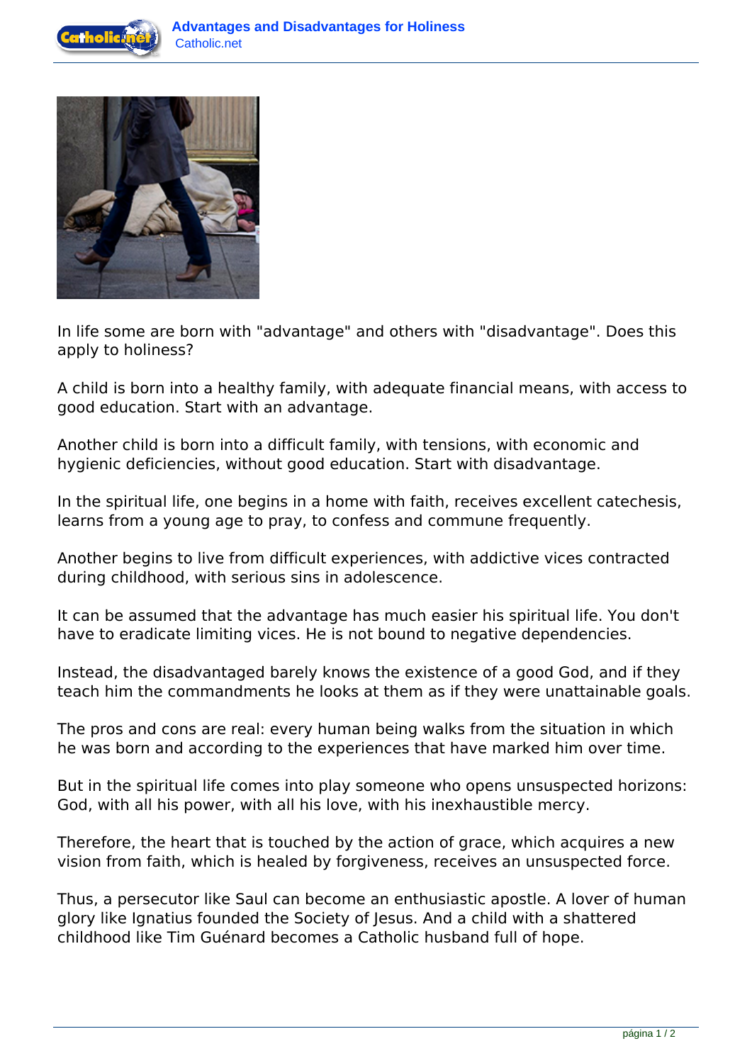In life some are born with "advantage" and others with "disadvantage". Does this apply to holiness?

A child is born into a healthy family, with adequate financial means, with access to good education. Start with an advantage.

Another child is born into a difficult family, with tensions, with economic and hygienic deficiencies, without good education. Start with disadvantage.

In the spiritual life, one begins in a home with faith, receives excellent catechesis, learns from a young age to pray, to confess and commune frequently.

Another begins to live from difficult experiences, with addictive vices contracted during childhood, with serious sins in adolescence.

It can be assumed that the advantage has much easier his spiritual life. You don't have to eradicate limiting vices. He is not bound to negative dependencies.

Instead, the disadvantaged barely knows the existence of a good God, and if they teach him the commandments he looks at them as if they were unattainable goals.

The pros and cons are real: every human being walks from the situation in which he was born and according to the experiences that have marked him over time.

But in the spiritual life comes into play someone who opens unsuspected horizons: God, with all his power, with all his love, with his inexhaustible mercy.

Therefore, the heart that is touched by the action of grace, which acquires a new vision from faith, which is healed by forgiveness, receives an unsuspected force.

Thus, a persecutor like Saul can become an enthusiastic apostle. A lover of human glory like Ignatius founded the Society of Jesus. And a child with a shattered childhood like Tim Guénard becomes a Catholic husband full of hope.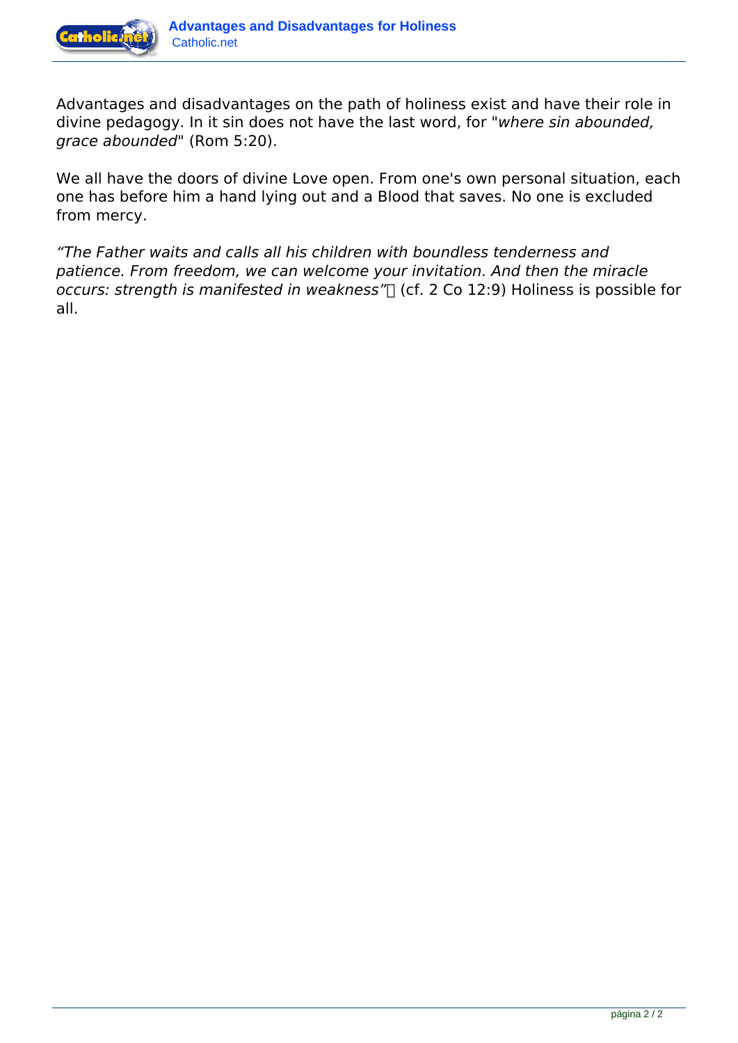Advantages and disadvantages on the path of holiness exist and have their role in divine pedagogy. In it sin does not have the last word, for "*where sin abounded, grace abounded*" (Rom 5:20).

We all have the doors of divine Love open. From one's own personal situation, each one has before him a hand lying out and a Blood that saves. No one is excluded from mercy.

*“The Father waits and calls all his children with boundless tenderness and patience. From freedom, we can welcome your invitation. And then the miracle occurs: strength is manifested in weakness”* (cf. 2 Co 12:9) Holiness is possible for all.